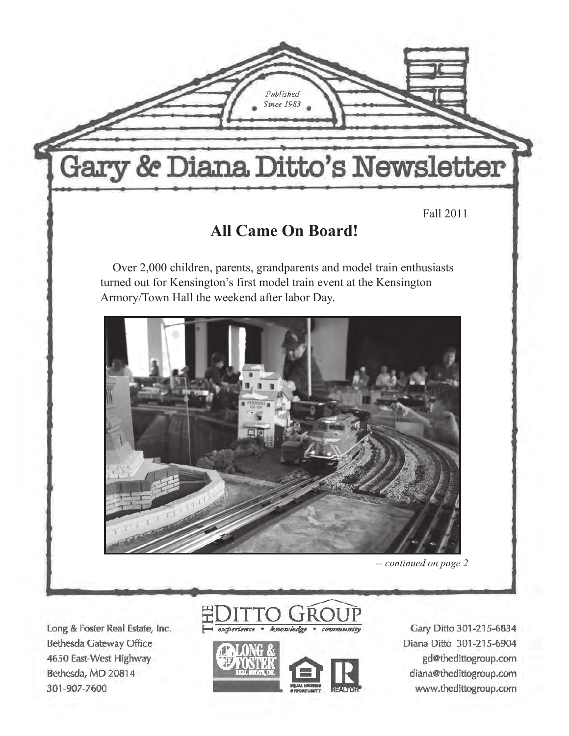Published Since 1983

# Gary & Diana Ditto's Newsletter

Fall 2011

## All Came On Board!

Over 2,000 children, parents, grandparents and model train enthusiasts turned out for Kensington's first model train event at the Kensington Armory/Town Hall the weekend after labor Day.

*-- continued on page 2*

Long & Foster Real Estate, Inc.
Bethesda Gateway Office
4650 East-West Highway
Bethesda, MD 20814
301-907-7600

THE DITTO GROUP
experience • knowledge • community

Gary Ditto 301-215-6834
Diana Ditto 301-215-6904
gd@thedittogroup.com
diana@thedittogroup.com
www.thedittogroup.com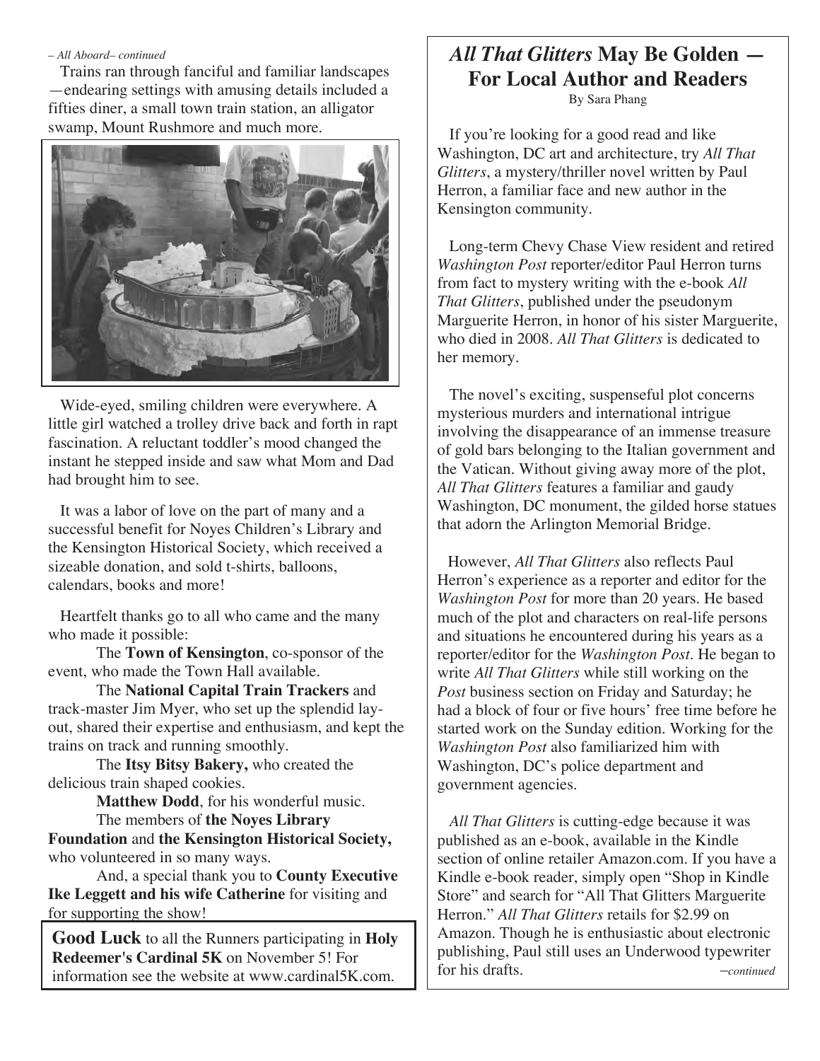*– All Aboard– continued*

Trains ran through fanciful and familiar landscapes —endearing settings with amusing details included a fifties diner, a small town train station, an alligator swamp, Mount Rushmore and much more.

Wide-eyed, smiling children were everywhere. A little girl watched a trolley drive back and forth in rapt fascination. A reluctant toddler's mood changed the instant he stepped inside and saw what Mom and Dad had brought him to see.

It was a labor of love on the part of many and a successful benefit for Noyes Children's Library and the Kensington Historical Society, which received a sizeable donation, and sold t-shirts, balloons, calendars, books and more!

Heartfelt thanks go to all who came and the many who made it possible:

The **Town of Kensington**, co-sponsor of the event, who made the Town Hall available.

The **National Capital Train Trackers** and track-master Jim Myer, who set up the splendid lay-out, shared their expertise and enthusiasm, and kept the trains on track and running smoothly.

The **Itsy Bitsy Bakery,** who created the delicious train shaped cookies.

**Matthew Dodd**, for his wonderful music.

The members of **the Noyes Library Foundation** and **the Kensington Historical Society,** who volunteered in so many ways.

And, a special thank you to **County Executive Ike Leggett and his wife Catherine** for visiting and for supporting the show!

**Good Luck** to all the Runners participating in **Holy Redeemer's Cardinal 5K** on November 5! For information see the website at www.cardinal5K.com.

## *All That Glitters* May Be Golden — For Local Author and Readers

By Sara Phang

If you're looking for a good read and like Washington, DC art and architecture, try *All That Glitters*, a mystery/thriller novel written by Paul Herron, a familiar face and new author in the Kensington community.

Long-term Chevy Chase View resident and retired *Washington Post* reporter/editor Paul Herron turns from fact to mystery writing with the e-book *All That Glitters*, published under the pseudonym Marguerite Herron, in honor of his sister Marguerite, who died in 2008. *All That Glitters* is dedicated to her memory.

The novel's exciting, suspenseful plot concerns mysterious murders and international intrigue involving the disappearance of an immense treasure of gold bars belonging to the Italian government and the Vatican. Without giving away more of the plot, *All That Glitters* features a familiar and gaudy Washington, DC monument, the gilded horse statues that adorn the Arlington Memorial Bridge.

However, *All That Glitters* also reflects Paul Herron's experience as a reporter and editor for the *Washington Post* for more than 20 years. He based much of the plot and characters on real-life persons and situations he encountered during his years as a reporter/editor for the *Washington Post*. He began to write *All That Glitters* while still working on the *Post* business section on Friday and Saturday; he had a block of four or five hours' free time before he started work on the Sunday edition. Working for the *Washington Post* also familiarized him with Washington, DC's police department and government agencies.

*All That Glitters* is cutting-edge because it was published as an e-book, available in the Kindle section of online retailer Amazon.com. If you have a Kindle e-book reader, simply open "Shop in Kindle Store" and search for "All That Glitters Marguerite Herron." *All That Glitters* retails for $2.99 on Amazon. Though he is enthusiastic about electronic publishing, Paul still uses an Underwood typewriter for his drafts. *–continued*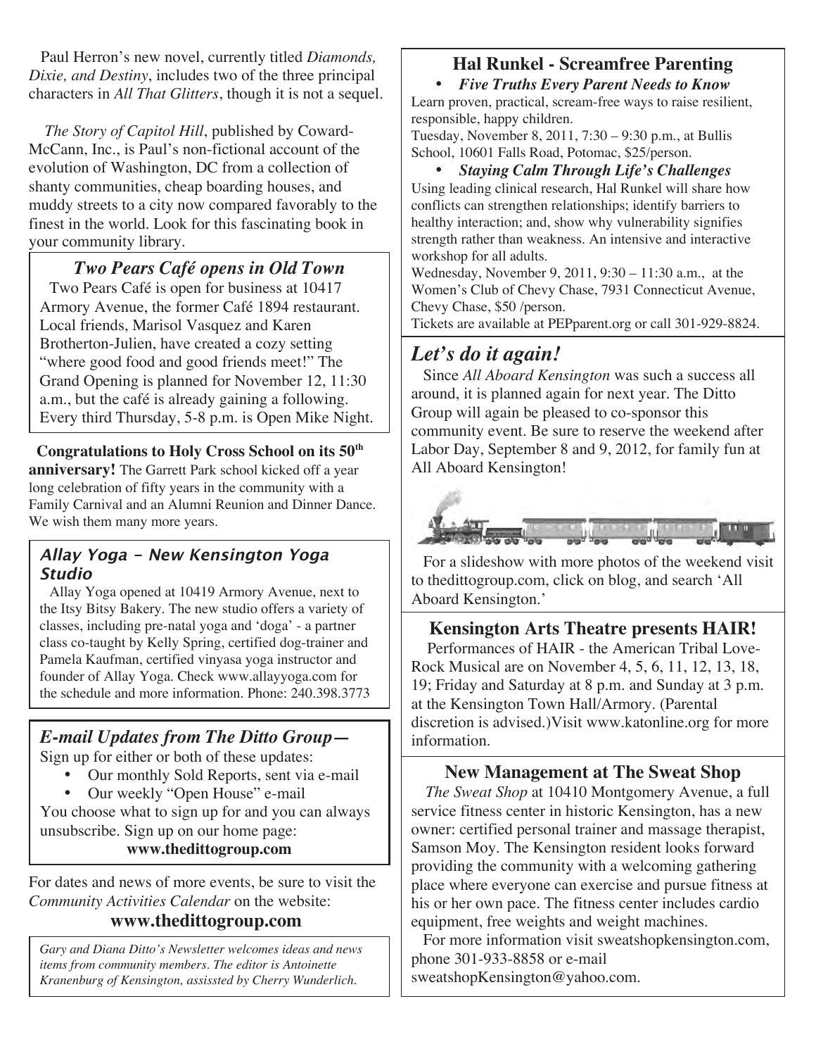Paul Herron's new novel, currently titled *Diamonds, Dixie, and Destiny*, includes two of the three principal characters in *All That Glitters*, though it is not a sequel.

*The Story of Capitol Hill*, published by Coward-McCann, Inc., is Paul's non-fictional account of the evolution of Washington, DC from a collection of shanty communities, cheap boarding houses, and muddy streets to a city now compared favorably to the finest in the world. Look for this fascinating book in your community library.

## *Two Pears Café opens in Old Town*

Two Pears Café is open for business at 10417 Armory Avenue, the former Café 1894 restaurant. Local friends, Marisol Vasquez and Karen Brotherton-Julien, have created a cozy setting "where good food and good friends meet!" The Grand Opening is planned for November 12, 11:30 a.m., but the café is already gaining a following. Every third Thursday, 5-8 p.m. is Open Mike Night.

**Congratulations to Holy Cross School on its 50th anniversary!** The Garrett Park school kicked off a year long celebration of fifty years in the community with a Family Carnival and an Alumni Reunion and Dinner Dance. We wish them many more years.

## *Allay Yoga - New Kensington Yoga Studio*

Allay Yoga opened at 10419 Armory Avenue, next to the Itsy Bitsy Bakery. The new studio offers a variety of classes, including pre-natal yoga and 'doga' - a partner class co-taught by Kelly Spring, certified dog-trainer and Pamela Kaufman, certified vinyasa yoga instructor and founder of Allay Yoga. Check www.allayyoga.com for the schedule and more information. Phone: 240.398.3773

## *E-mail Updates from The Ditto Group—*

Sign up for either or both of these updates:

- Our monthly Sold Reports, sent via e-mail
- Our weekly "Open House" e-mail

You choose what to sign up for and you can always unsubscribe. Sign up on our home page:

**www.thedittogroup.com**

For dates and news of more events, be sure to visit the *Community Activities Calendar* on the website:

**www.thedittogroup.com**

*Gary and Diana Ditto's Newsletter welcomes ideas and news items from community members. The editor is Antoinette Kranenburg of Kensington, assissted by Cherry Wunderlich.*

## Hal Runkel - Screamfree Parenting

- ***Five Truths Every Parent Needs to Know***

Learn proven, practical, scream-free ways to raise resilient, responsible, happy children.

Tuesday, November 8, 2011, 7:30 – 9:30 p.m., at Bullis School, 10601 Falls Road, Potomac, $25/person.

- ***Staying Calm Through Life's Challenges***

Using leading clinical research, Hal Runkel will share how conflicts can strengthen relationships; identify barriers to healthy interaction; and, show why vulnerability signifies strength rather than weakness. An intensive and interactive workshop for all adults.

Wednesday, November 9, 2011, 9:30 – 11:30 a.m., at the Women's Club of Chevy Chase, 7931 Connecticut Avenue, Chevy Chase, $50 /person.

Tickets are available at PEPparent.org or call 301-929-8824.

## *Let's do it again!*

Since *All Aboard Kensington* was such a success all around, it is planned again for next year. The Ditto Group will again be pleased to co-sponsor this community event. Be sure to reserve the weekend after Labor Day, September 8 and 9, 2012, for family fun at All Aboard Kensington!

For a slideshow with more photos of the weekend visit to thedittogroup.com, click on blog, and search 'All Aboard Kensington.'

## Kensington Arts Theatre presents HAIR!

Performances of HAIR - the American Tribal Love-Rock Musical are on November 4, 5, 6, 11, 12, 13, 18, 19; Friday and Saturday at 8 p.m. and Sunday at 3 p.m. at the Kensington Town Hall/Armory. (Parental discretion is advised.)Visit www.katonline.org for more information.

## New Management at The Sweat Shop

*The Sweat Shop* at 10410 Montgomery Avenue, a full service fitness center in historic Kensington, has a new owner: certified personal trainer and massage therapist, Samson Moy. The Kensington resident looks forward providing the community with a welcoming gathering place where everyone can exercise and pursue fitness at his or her own pace. The fitness center includes cardio equipment, free weights and weight machines.

For more information visit sweatshopkensington.com, phone 301-933-8858 or e-mail sweatshopKensington@yahoo.com.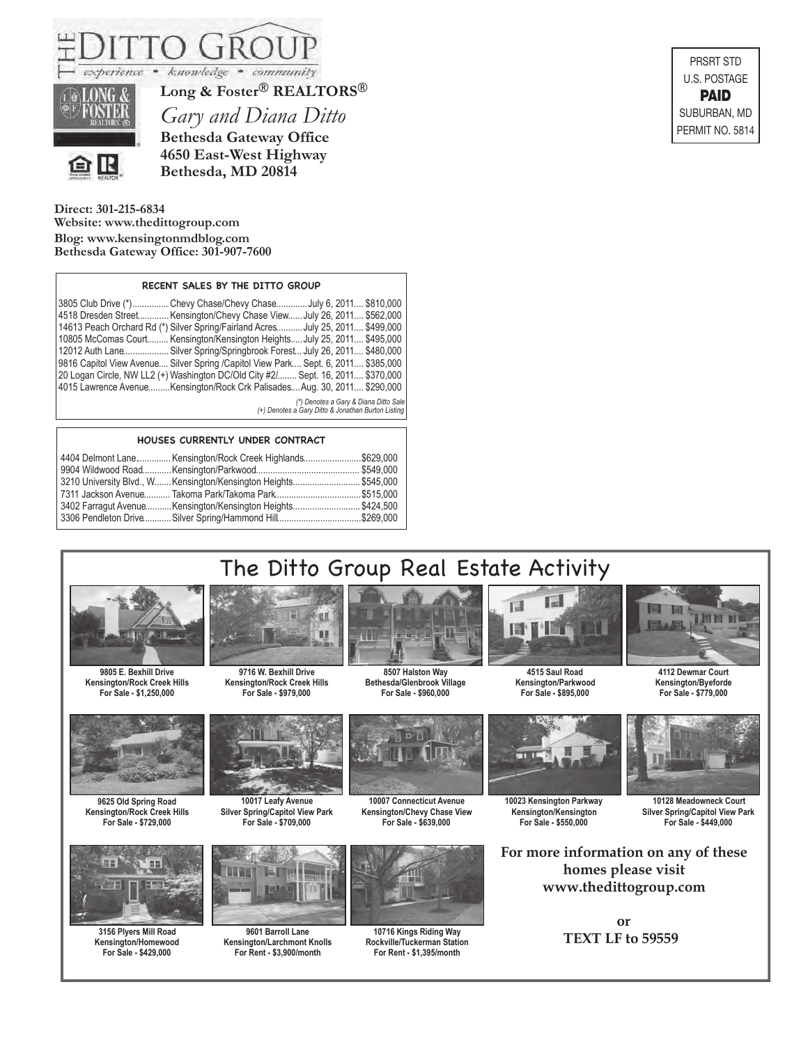THE DITTO GROUP

experience • knowledge • community

**Long & Foster® REALTORS®**

*Gary and Diana Ditto*

**Bethesda Gateway Office**
**4650 East-West Highway**
**Bethesda, MD 20814**

PRSRT STD
U.S. POSTAGE
**PAID**
SUBURBAN, MD
PERMIT NO. 5814

**Direct: 301-215-6834**
**Website: www.thedittogroup.com**
**Blog: www.kensingtonmdblog.com**
**Bethesda Gateway Office: 301-907-7600**

## RECENT SALES BY THE DITTO GROUP

| | | | |
|---|---|---|---|
| 3805 Club Drive (*) | Chevy Chase/Chevy Chase | July 6, 2011 | $810,000 |
| 4518 Dresden Street | Kensington/Chevy Chase View | July 26, 2011 | $562,000 |
| 14613 Peach Orchard Rd (*) | Silver Spring/Fairland Acres | July 25, 2011 | $499,000 |
| 10805 McComas Court | Kensington/Kensington Heights | July 25, 2011 | $495,000 |
| 12012 Auth Lane | Silver Spring/Springbrook Forest | July 26, 2011 | $480,000 |
| 9816 Capitol View Avenue | Silver Spring /Capitol View Park | Sept. 6, 2011 | $385,000 |
| 20 Logan Circle, NW LL2 (+) | Washington DC/Old City #2/ | Sept. 16, 2011 | $370,000 |
| 4015 Lawrence Avenue | Kensington/Rock Crk Palisades | Aug. 30, 2011 | $290,000 |

*(*) Denotes a Gary & Diana Ditto Sale*
*(+) Denotes a Gary Ditto & Jonathan Burton Listing*

## HOUSES CURRENTLY UNDER CONTRACT

| | | |
|---|---|---|
| 4404 Delmont Lane | Kensington/Rock Creek Highlands | $629,000 |
| 9904 Wildwood Road | Kensington/Parkwood | $549,000 |
| 3210 University Blvd., W. | Kensington/Kensington Heights | $545,000 |
| 7311 Jackson Avenue | Takoma Park/Takoma Park | $515,000 |
| 3402 Farragut Avenue | Kensington/Kensington Heights | $424,500 |
| 3306 Pendleton Drive | Silver Spring/Hammond Hill | $269,000 |

# The Ditto Group Real Estate Activity

**9805 E. Bexhill Drive**
**Kensington/Rock Creek Hills**
**For Sale - $1,250,000**

**9716 W. Bexhill Drive**
**Kensington/Rock Creek Hills**
**For Sale - $979,000**

**8507 Halston Way**
**Bethesda/Glenbrook Village**
**For Sale - $960,000**

**4515 Saul Road**
**Kensington/Parkwood**
**For Sale - $895,000**

**4112 Dewmar Court**
**Kensington/Byeforde**
**For Sale - $779,000**

**9625 Old Spring Road**
**Kensington/Rock Creek Hills**
**For Sale - $729,000**

**10017 Leafy Avenue**
**Silver Spring/Capitol View Park**
**For Sale - $709,000**

**10007 Connecticut Avenue**
**Kensington/Chevy Chase View**
**For Sale - $639,000**

**10023 Kensington Parkway**
**Kensington/Kensington**
**For Sale - $550,000**

**10128 Meadowneck Court**
**Silver Spring/Capitol View Park**
**For Sale - $449,000**

**3156 Plyers Mill Road**
**Kensington/Homewood**
**For Sale - $429,000**

**9601 Barroll Lane**
**Kensington/Larchmont Knolls**
**For Rent - $3,900/month**

**10716 Kings Riding Way**
**Rockville/Tuckerman Station**
**For Rent - $1,395/month**

**For more information on any of these homes please visit www.thedittogroup.com**

**or**

**TEXT LF to 59559**